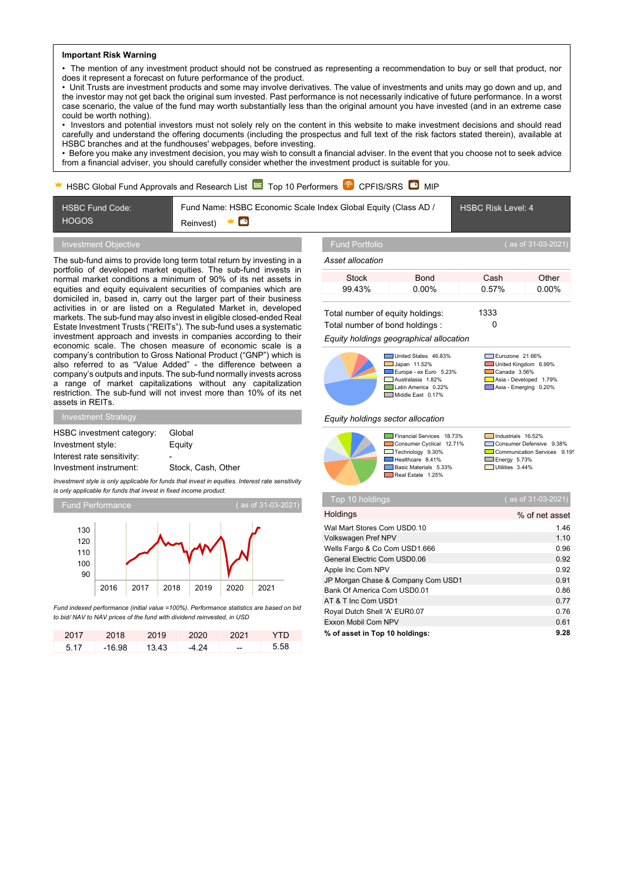**Important Risk Warning**

- The mention of any investment product should not be construed as representing a recommendation to buy or sell that product, nor does it represent a forecast on future performance of the product.
- Unit Trusts are investment products and some may involve derivatives. The value of investments and units may go down and up, and the investor may not get back the original sum invested. Past performance is not necessarily indicative of future performance. In a worst case scenario, the value of the fund may worth substantially less than the original amount you have invested (and in an extreme case could be worth nothing).
- Investors and potential investors must not solely rely on the content in this website to make investment decisions and should read carefully and understand the offering documents (including the prospectus and full text of the risk factors stated therein), available at HSBC branches and at the fundhouses' webpages, before investing.
- Before you make any investment decision, you may wish to consult a financial adviser. In the event that you choose not to seek advice from a financial adviser, you should carefully consider whether the investment product is suitable for you.

HSBC Global Fund Approvals and Research List | Top 10 Performers | CPFIS/SRS | MIP

| HSBC Fund Code: HOGOS | Fund Name: HSBC Economic Scale Index Global Equity (Class AD / Reinvest) | HSBC Risk Level: 4 |
|---|---|---|

## Investment Objective

The sub-fund aims to provide long term total return by investing in a portfolio of developed market equities. The sub-fund invests in normal market conditions a minimum of 90% of its net assets in equities and equity equivalent securities of companies which are domiciled in, based in, carry out the larger part of their business activities in or are listed on a Regulated Market in, developed markets. The sub-fund may also invest in eligible closed-ended Real Estate Investment Trusts ("REITs"). The sub-fund uses a systematic investment approach and invests in companies according to their economic scale. The chosen measure of economic scale is a company's contribution to Gross National Product ("GNP") which is also referred to as "Value Added" - the difference between a company's outputs and inputs. The sub-fund normally invests across a range of market capitalizations without any capitalization restriction. The sub-fund will not invest more than 10% of its net assets in REITs.

## Investment Strategy

| | |
|---|---|
| HSBC investment category: | Global |
| Investment style: | Equity |
| Interest rate sensitivity: | - |
| Investment instrument: | Stock, Cash, Other |

*Investment style is only applicable for funds that invest in equities. Interest rate sensitivity is only applicable for funds that invest in fixed income product.*

## Fund Performance

( as of 31-03-2021)

*Fund indexed performance (initial value =100%). Performance statistics are based on bid to bid/ NAV to NAV prices of the fund with dividend reinvested, in USD*

| 2017 | 2018 | 2019 | 2020 | 2021 | YTD |
|---|---|---|---|---|---|
| 5.17 | -16.98 | 13.43 | -4.24 | -- | 5.58 |

## Fund Portfolio

( as of 31-03-2021)

*Asset allocation*

| Stock | Bond | Cash | Other |
|---|---|---|---|
| 99.43% | 0.00% | 0.57% | 0.00% |

Total number of equity holdings: 1333
Total number of bond holdings : 0

*Equity holdings geographical allocation*

| Region | % | Region | % |
|---|---|---|---|
| United States | 46.83% | Eurozone | 21.66% |
| Japan | 11.52% | United Kingdom | 6.99% |
| Europe - ex Euro | 5.23% | Canada | 3.56% |
| Australasia | 1.82% | Asia - Developed | 1.79% |
| Latin America | 0.22% | Asia - Emerging | 0.20% |
| Middle East | 0.17% | | |

*Equity holdings sector allocation*

| Sector | % | Sector | % |
|---|---|---|---|
| Financial Services | 18.73% | Industrials | 16.52% |
| Consumer Cyclical | 12.71% | Consumer Defensive | 9.38% |
| Technology | 9.30% | Communication Services | 9.19% |
| Healthcare | 8.41% | Energy | 5.73% |
| Basic Materials | 5.33% | Utilities | 3.44% |
| Real Estate | 1.25% | | |

## Top 10 holdings

( as of 31-03-2021)

| Holdings | % of net asset |
|---|---|
| Wal Mart Stores Com USD0.10 | 1.46 |
| Volkswagen Pref NPV | 1.10 |
| Wells Fargo & Co Com USD1.666 | 0.96 |
| General Electric Com USD0.06 | 0.92 |
| Apple Inc Com NPV | 0.92 |
| JP Morgan Chase & Company Com USD1 | 0.91 |
| Bank Of America Com USD0.01 | 0.86 |
| AT & T Inc Com USD1 | 0.77 |
| Royal Dutch Shell 'A' EUR0.07 | 0.76 |
| Exxon Mobil Com NPV | 0.61 |
| **% of asset in Top 10 holdings:** | **9.28** |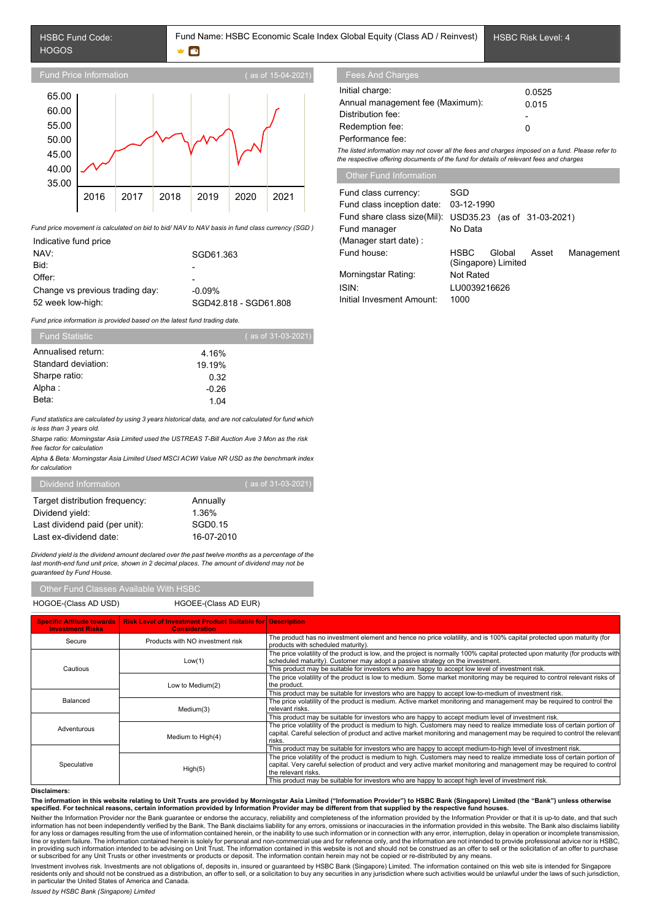| HSBC Fund Code: HOGOS | Fund Name: HSBC Economic Scale Index Global Equity (Class AD / Reinvest) | HSBC Risk Level: 4 |
|---|---|---|

## Fund Price Information

( as of 15-04-2021)

65.00
60.00
55.00
50.00
45.00
40.00
35.00

2016 2017 2018 2019 2020 2021

*Fund price movement is calculated on bid to bid/ NAV to NAV basis in fund class currency (SGD )*

| | |
|---|---|
| Indicative fund price | |
| NAV: | SGD61.363 |
| Bid: | - |
| Offer: | - |
| Change vs previous trading day: | -0.09% |
| 52 week low-high: | SGD42.818 - SGD61.808 |

*Fund price information is provided based on the latest fund trading date.*

## Fund Statistic

( as of 31-03-2021)

| | |
|---|---|
| Annualised return: | 4.16% |
| Standard deviation: | 19.19% |
| Sharpe ratio: | 0.32 |
| Alpha : | -0.26 |
| Beta: | 1.04 |

*Fund statistics are calculated by using 3 years historical data, and are not calculated for fund which is less than 3 years old.*

*Sharpe ratio: Morningstar Asia Limited used the USTREAS T-Bill Auction Ave 3 Mon as the risk free factor for calculation*

*Alpha & Beta: Morningstar Asia Limited Used MSCI ACWI Value NR USD as the benchmark index for calculation*

## Dividend Information

( as of 31-03-2021)

| | |
|---|---|
| Target distribution frequency: | Annually |
| Dividend yield: | 1.36% |
| Last dividend paid (per unit): | SGD0.15 |
| Last ex-dividend date: | 16-07-2010 |

*Dividend yield is the dividend amount declared over the past twelve months as a percentage of the last month-end fund unit price, shown in 2 decimal places. The amount of dividend may not be guaranteed by Fund House.*

## Other Fund Classes Available With HSBC

HOGOE-(Class AD USD) HGOEE-(Class AD EUR)

## Fees And Charges

| | |
|---|---|
| Initial charge: | 0.0525 |
| Annual management fee (Maximum): | 0.015 |
| Distribution fee: | - |
| Redemption fee: | 0 |
| Performance fee: | |

*The listed information may not cover all the fees and charges imposed on a fund. Please refer to the respective offering documents of the fund for details of relevant fees and charges*

## Other Fund Information

| | |
|---|---|
| Fund class currency: | SGD |
| Fund class inception date: | 03-12-1990 |
| Fund share class size(Mil): | USD35.23 (as of 31-03-2021) |
| Fund manager (Manager start date) : | No Data |
| Fund house: | HSBC Global Asset Management (Singapore) Limited |
| Morningstar Rating: | Not Rated |
| ISIN: | LU0039216626 |
| Initial Invesment Amount: | 1000 |

| Specific Attitude towards Investment Risks | Risk Level of Investment Product Suitable for Consideration | Description |
|---|---|---|
| Secure | Products with NO investment risk | The product has no investment element and hence no price volatility, and is 100% capital protected upon maturity (for products with scheduled maturity). |
| Cautious | Low(1) | The price volatility of the product is low, and the project is normally 100% capital protected upon maturity (for products with scheduled maturity). Customer may adopt a passive strategy on the investment. This product may be suitable for investors who are happy to accept low level of investment risk. |
| | Low to Medium(2) | The price volatility of the product is low to medium. Some market monitoring may be required to control relevant risks of the product. This product may be suitable for investors who are happy to accept low-to-medium of investment risk. |
| Balanced | Medium(3) | The price volatility of the product is medium. Active market monitoring and management may be required to control the relevant risks. This product may be suitable for investors who are happy to accept medium level of investment risk. |
| Adventurous | Medium to High(4) | The price volatility of the product is medium to high. Customers may need to realize immediate loss of certain portion of capital. Careful selection of product and active market monitoring and management may be required to control the relevant risks. This product may be suitable for investors who are happy to accept medium-to-high level of investment risk. |
| Speculative | High(5) | The price volatility of the product is medium to high. Customers may need to realize immediate loss of certain portion of capital. Very careful selection of product and very active market monitoring and management may be required to control the relevant risks. This product may be suitable for investors who are happy to accept high level of investment risk. |

**Disclaimers:**

**The information in this website relating to Unit Trusts are provided by Morningstar Asia Limited ("Information Provider") to HSBC Bank (Singapore) Limited (the "Bank") unless otherwise specified. For technical reasons, certain information provided by Information Provider may be different from that supplied by the respective fund houses.**

Neither the Information Provider nor the Bank guarantee or endorse the accuracy, reliability and completeness of the information provided by the Information Provider or that it is up-to-date, and that such information has not been independently verified by the Bank. The Bank disclaims liability for any errors, omissions or inaccuracies in the information provided in this website. The Bank also disclaims liability for any loss or damages resulting from the use of information contained herein, or the inability to use such information or in connection with any error, interruption, delay in operation or incomplete transmission, line or system failure. The information contained herein is solely for personal and non-commercial use and for reference only, and the information are not intended to provide professional advice nor is HSBC, in providing such information intended to be advising on Unit Trust. The information contained in this website is not and should not be construed as an offer to sell or the solicitation of an offer to purchase or subscribed for any Unit Trusts or other investments or products or deposit. The information contain herein may not be copied or re-distributed by any means.

Investment involves risk. Investments are not obligations of, deposits in, insured or guaranteed by HSBC Bank (Singapore) Limited. The information contained on this web site is intended for Singapore residents only and should not be construed as a distribution, an offer to sell, or a solicitation to buy any securities in any jurisdiction where such activities would be unlawful under the laws of such jurisdiction, in particular the United States of America and Canada.

*Issued by HSBC Bank (Singapore) Limited*